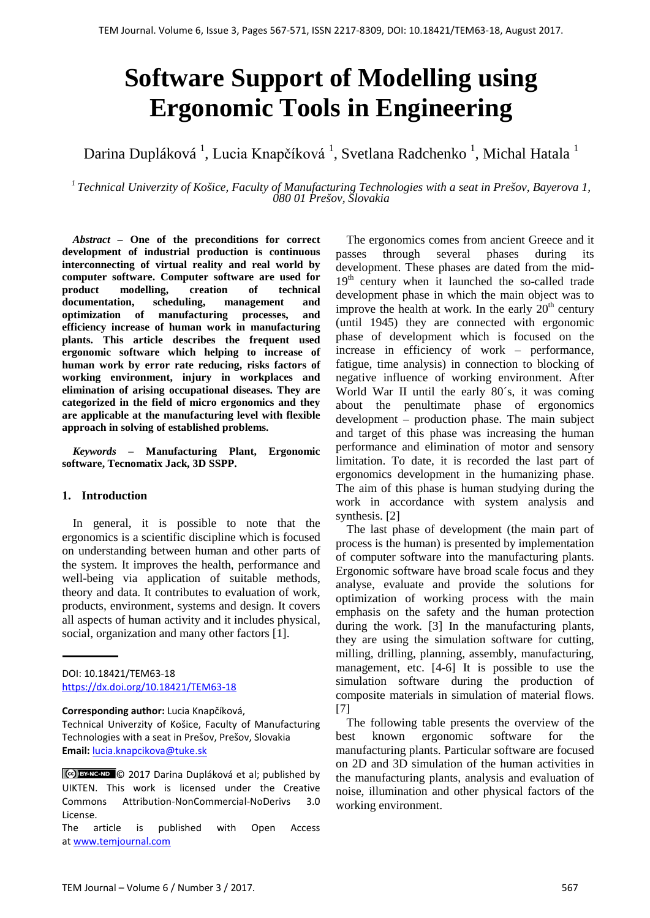# Software Support of Modelling using Ergonomic Tools in Engineering

Darina Dupláková [1], Lucia Knapčíková [1], Svetlana Radchenko [1], Michal Hatala [1]

[1] *Technical Univerzity of Košice, Faculty of Manufacturing Technologies with a seat in Prešov, Bayerova 1, 080 01 Prešov, Slovakia*

***Abstract* – One of the preconditions for correct development of industrial production is continuous interconnecting of virtual reality and real world by computer software. Computer software are used for product modelling, creation of technical documentation, scheduling, management and optimization of manufacturing processes, and efficiency increase of human work in manufacturing plants. This article describes the frequent used ergonomic software which helping to increase of human work by error rate reducing, risks factors of working environment, injury in workplaces and elimination of arising occupational diseases. They are categorized in the field of micro ergonomics and they are applicable at the manufacturing level with flexible approach in solving of established problems.**

***Keywords* – Manufacturing Plant, Ergonomic software, Tecnomatix Jack, 3D SSPP.**

## 1. Introduction

In general, it is possible to note that the ergonomics is a scientific discipline which is focused on understanding between human and other parts of the system. It improves the health, performance and well-being via application of suitable methods, theory and data. It contributes to evaluation of work, products, environment, systems and design. It covers all aspects of human activity and it includes physical, social, organization and many other factors [1].

The ergonomics comes from ancient Greece and it passes through several phases during its development. These phases are dated from the mid-19th century when it launched the so-called trade development phase in which the main object was to improve the health at work. In the early 20th century (until 1945) they are connected with ergonomic phase of development which is focused on the increase in efficiency of work – performance, fatigue, time analysis) in connection to blocking of negative influence of working environment. After World War II until the early 80´s, it was coming about the penultimate phase of ergonomics development – production phase. The main subject and target of this phase was increasing the human performance and elimination of motor and sensory limitation. To date, it is recorded the last part of ergonomics development in the humanizing phase. The aim of this phase is human studying during the work in accordance with system analysis and synthesis. [2]

The last phase of development (the main part of process is the human) is presented by implementation of computer software into the manufacturing plants. Ergonomic software have broad scale focus and they analyse, evaluate and provide the solutions for optimization of working process with the main emphasis on the safety and the human protection during the work. [3] In the manufacturing plants, they are using the simulation software for cutting, milling, drilling, planning, assembly, manufacturing, management, etc. [4-6] It is possible to use the simulation software during the production of composite materials in simulation of material flows. [7]

The following table presents the overview of the best known ergonomic software for the manufacturing plants. Particular software are focused on 2D and 3D simulation of the human activities in the manufacturing plants, analysis and evaluation of noise, illumination and other physical factors of the working environment.

---

DOI: 10.18421/TEM63-18
https://dx.doi.org/10.18421/TEM63-18

**Corresponding author:** Lucia Knapčíková,
Technical Univerzity of Košice, Faculty of Manufacturing Technologies with a seat in Prešov, Prešov, Slovakia
**Email:** lucia.knapcikova@tuke.sk

© 2017 Darina Dupláková et al; published by UIKTEN. This work is licensed under the Creative Commons Attribution-NonCommercial-NoDerivs 3.0 License.

The article is published with Open Access at www.temjournal.com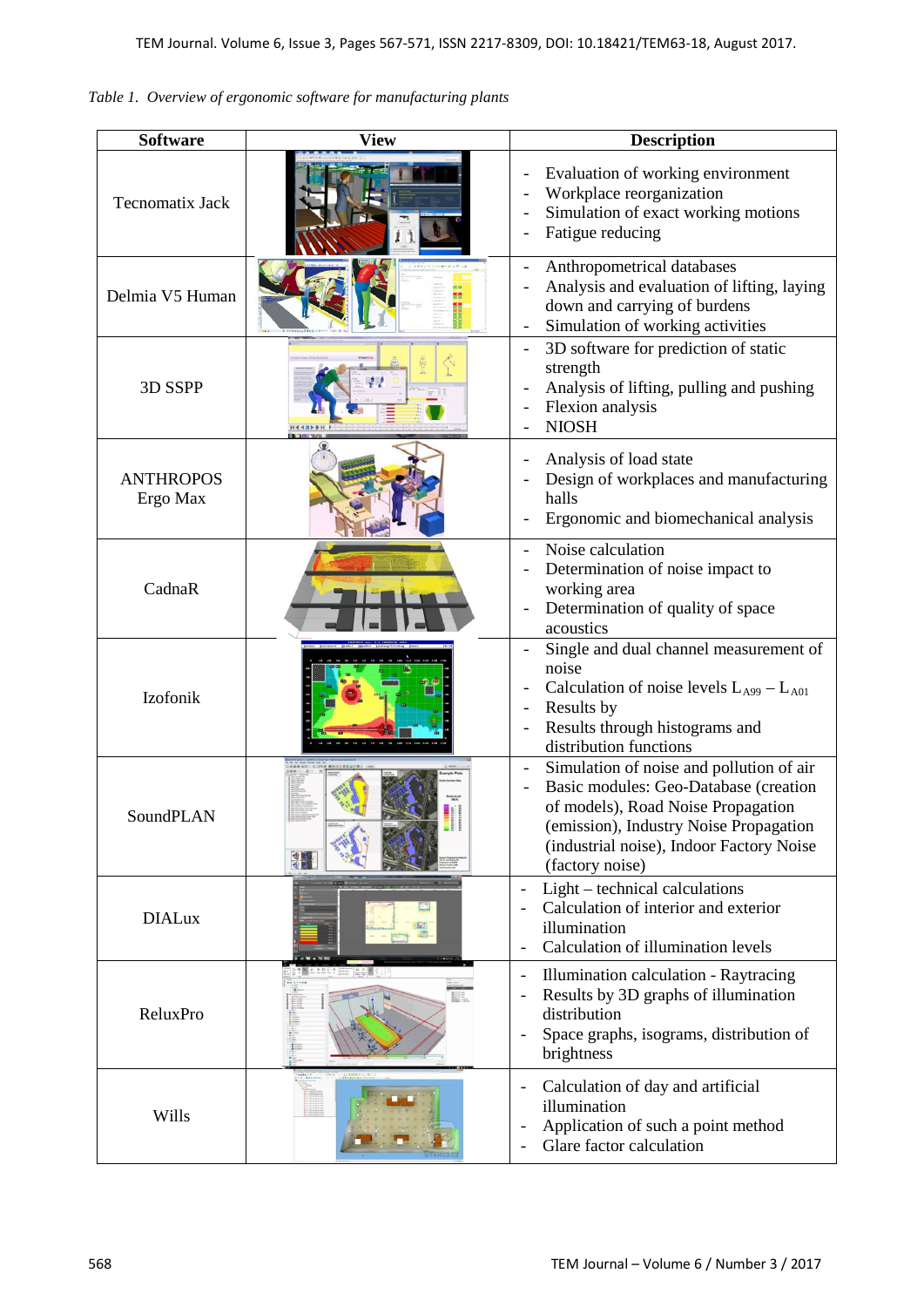*Table 1. Overview of ergonomic software for manufacturing plants*

| Software | View | Description |
|---|---|---|
| Tecnomatix Jack | | - Evaluation of working environment<br>- Workplace reorganization<br>- Simulation of exact working motions<br>- Fatigue reducing |
| Delmia V5 Human | | - Anthropometrical databases<br>- Analysis and evaluation of lifting, laying down and carrying of burdens<br>- Simulation of working activities |
| 3D SSPP | | - 3D software for prediction of static strength<br>- Analysis of lifting, pulling and pushing<br>- Flexion analysis<br>- NIOSH |
| ANTHROPOS Ergo Max | | - Analysis of load state<br>- Design of workplaces and manufacturing halls<br>- Ergonomic and biomechanical analysis |
| CadnaR | | - Noise calculation<br>- Determination of noise impact to working area<br>- Determination of quality of space acoustics |
| Izofonik | | - Single and dual channel measurement of noise<br>- Calculation of noise levels $L_{A99} – L_{A01}$<br>- Results by<br>- Results through histograms and distribution functions |
| SoundPLAN | | - Simulation of noise and pollution of air<br>- Basic modules: Geo-Database (creation of models), Road Noise Propagation (emission), Industry Noise Propagation (industrial noise), Indoor Factory Noise (factory noise) |
| DIALux | | - Light – technical calculations<br>- Calculation of interior and exterior illumination<br>- Calculation of illumination levels |
| ReluxPro | | - Illumination calculation - Raytracing<br>- Results by 3D graphs of illumination distribution<br>- Space graphs, isograms, distribution of brightness |
| Wills | | - Calculation of day and artificial illumination<br>- Application of such a point method<br>- Glare factor calculation |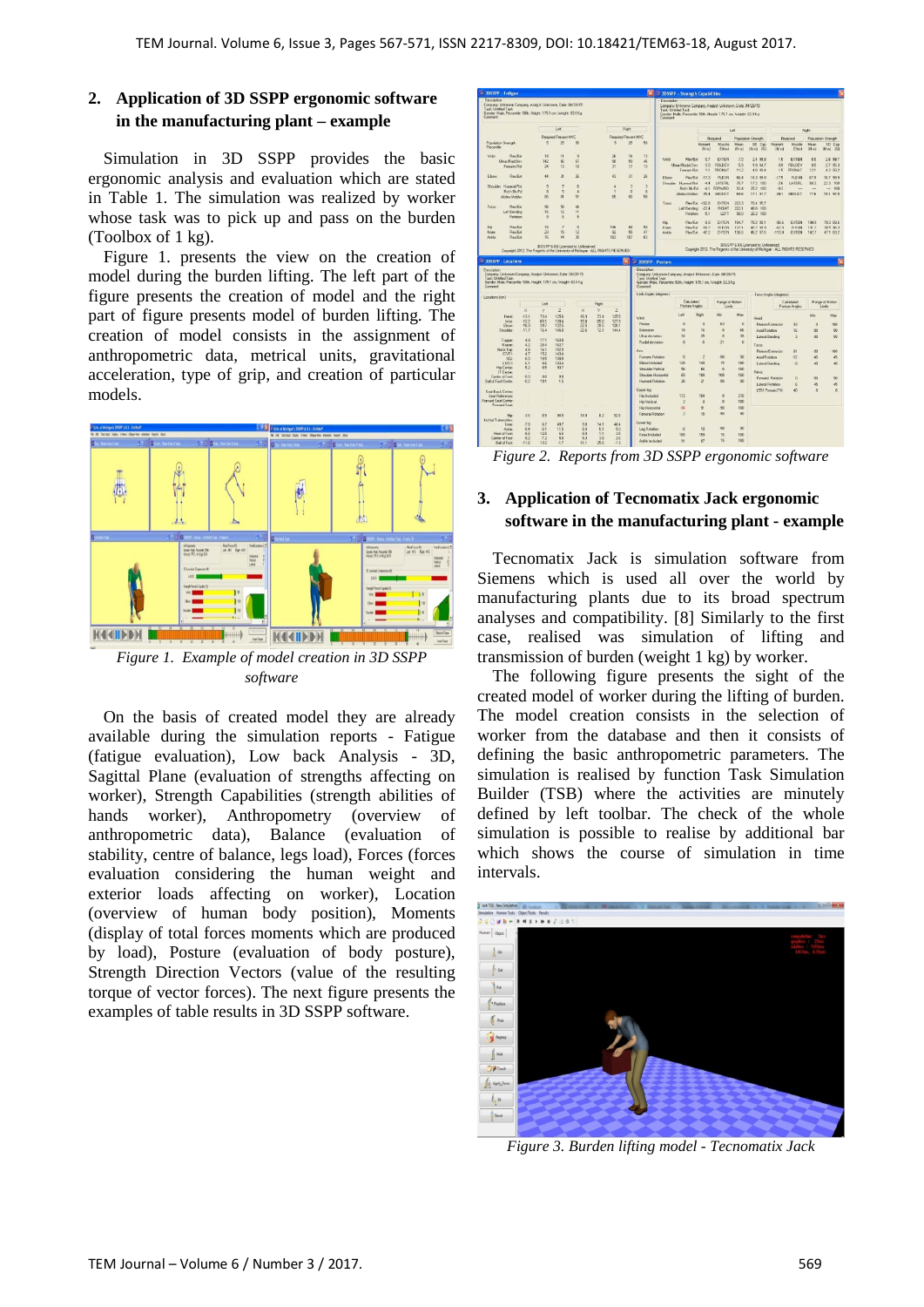## 2. Application of 3D SSPP ergonomic software in the manufacturing plant – example

Simulation in 3D SSPP provides the basic ergonomic analysis and evaluation which are stated in Table 1. The simulation was realized by worker whose task was to pick up and pass on the burden (Toolbox of 1 kg).

Figure 1. presents the view on the creation of model during the burden lifting. The left part of the figure presents the creation of model and the right part of figure presents model of burden lifting. The creation of model consists in the assignment of anthropometric data, metrical units, gravitational acceleration, type of grip, and creation of particular models.

*Figure 1. Example of model creation in 3D SSPP software*

On the basis of created model they are already available during the simulation reports - Fatigue (fatigue evaluation), Low back Analysis - 3D, Sagittal Plane (evaluation of strengths affecting on worker), Strength Capabilities (strength abilities of hands worker), Anthropometry (overview of anthropometric data), Balance (evaluation of stability, centre of balance, legs load), Forces (forces evaluation considering the human weight and exterior loads affecting on worker), Location (overview of human body position), Moments (display of total forces moments which are produced by load), Posture (evaluation of body posture), Strength Direction Vectors (value of the resulting torque of vector forces). The next figure presents the examples of table results in 3D SSPP software.

*Figure 2. Reports from 3D SSPP ergonomic software*

## 3. Application of Tecnomatix Jack ergonomic software in the manufacturing plant - example

Tecnomatix Jack is simulation software from Siemens which is used all over the world by manufacturing plants due to its broad spectrum analyses and compatibility. [8] Similarly to the first case, realised was simulation of lifting and transmission of burden (weight 1 kg) by worker.

The following figure presents the sight of the created model of worker during the lifting of burden. The model creation consists in the selection of worker from the database and then it consists of defining the basic anthropometric parameters. The simulation is realised by function Task Simulation Builder (TSB) where the activities are minutely defined by left toolbar. The check of the whole simulation is possible to realise by additional bar which shows the course of simulation in time intervals.

*Figure 3. Burden lifting model - Tecnomatix Jack*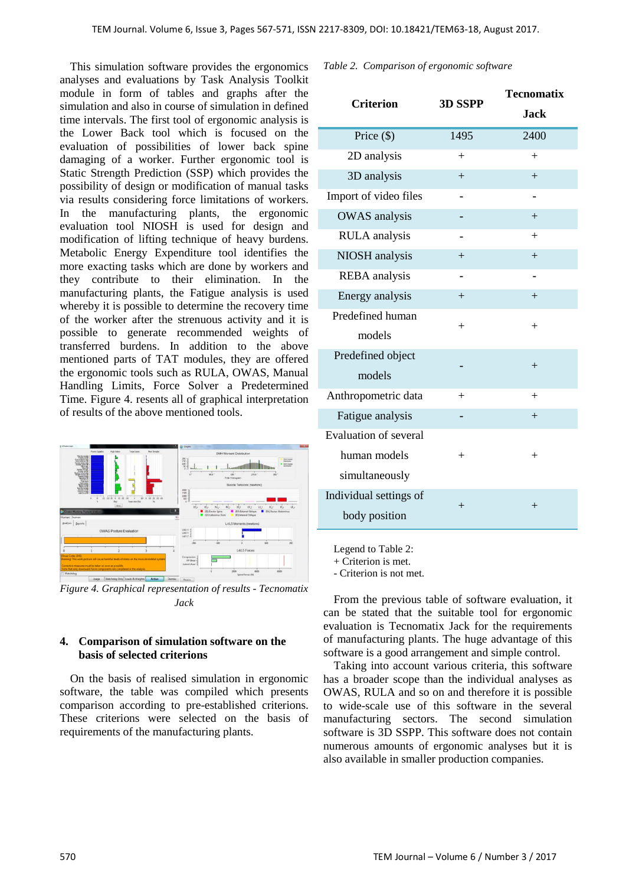This simulation software provides the ergonomics analyses and evaluations by Task Analysis Toolkit module in form of tables and graphs after the simulation and also in course of simulation in defined time intervals. The first tool of ergonomic analysis is the Lower Back tool which is focused on the evaluation of possibilities of lower back spine damaging of a worker. Further ergonomic tool is Static Strength Prediction (SSP) which provides the possibility of design or modification of manual tasks via results considering force limitations of workers. In the manufacturing plants, the ergonomic evaluation tool NIOSH is used for design and modification of lifting technique of heavy burdens. Metabolic Energy Expenditure tool identifies the more exacting tasks which are done by workers and they contribute to their elimination. In the manufacturing plants, the Fatigue analysis is used whereby it is possible to determine the recovery time of the worker after the strenuous activity and it is possible to generate recommended weights of transferred burdens. In addition to the above mentioned parts of TAT modules, they are offered the ergonomic tools such as RULA, OWAS, Manual Handling Limits, Force Solver a Predetermined Time. Figure 4. resents all of graphical interpretation of results of the above mentioned tools.

*Figure 4. Graphical representation of results - Tecnomatix Jack*

## 4. Comparison of simulation software on the basis of selected criterions

On the basis of realised simulation in ergonomic software, the table was compiled which presents comparison according to pre-established criterions. These criterions were selected on the basis of requirements of the manufacturing plants.

*Table 2. Comparison of ergonomic software*

| Criterion | 3D SSPP | Tecnomatix Jack |
|---|---|---|
| Price ($) | 1495 | 2400 |
| 2D analysis | + | + |
| 3D analysis | + | + |
| Import of video files | - | - |
| OWAS analysis | - | + |
| RULA analysis | - | + |
| NIOSH analysis | + | + |
| REBA analysis | - | - |
| Energy analysis | + | + |
| Predefined human models | + | + |
| Predefined object models | - | + |
| Anthropometric data | + | + |
| Fatigue analysis | - | + |
| Evaluation of several human models simultaneously | + | + |
| Individual settings of body position | + | + |

Legend to Table 2:
+ Criterion is met.
- Criterion is not met.

From the previous table of software evaluation, it can be stated that the suitable tool for ergonomic evaluation is Tecnomatix Jack for the requirements of manufacturing plants. The huge advantage of this software is a good arrangement and simple control.

Taking into account various criteria, this software has a broader scope than the individual analyses as OWAS, RULA and so on and therefore it is possible to wide-scale use of this software in the several manufacturing sectors. The second simulation software is 3D SSPP. This software does not contain numerous amounts of ergonomic analyses but it is also available in smaller production companies.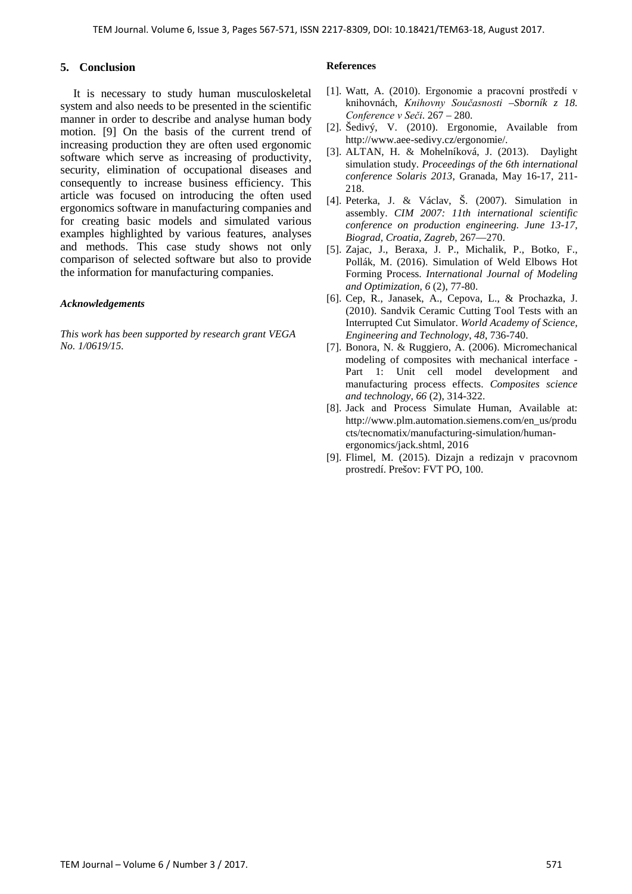## 5. Conclusion

It is necessary to study human musculoskeletal system and also needs to be presented in the scientific manner in order to describe and analyse human body motion. [9] On the basis of the current trend of increasing production they are often used ergonomic software which serve as increasing of productivity, security, elimination of occupational diseases and consequently to increase business efficiency. This article was focused on introducing the often used ergonomics software in manufacturing companies and for creating basic models and simulated various examples highlighted by various features, analyses and methods. This case study shows not only comparison of selected software but also to provide the information for manufacturing companies.

***Acknowledgements***

*This work has been supported by research grant VEGA No. 1/0619/15.*

## References

[1]. Watt, A. (2010). Ergonomie a pracovní prostředí v knihovnách, *Knihovny Současnosti –Sborník z 18. Conference v Seči*. 267 – 280.

[2]. Šedivý, V. (2010). Ergonomie, Available from http://www.aee-sedivy.cz/ergonomie/.

[3]. ALTAN, H. & Mohelníková, J. (2013). Daylight simulation study. *Proceedings of the 6th international conference Solaris 2013*, Granada, May 16-17, 211-218.

[4]. Peterka, J. & Václav, Š. (2007). Simulation in assembly. *CIM 2007: 11th international scientific conference on production engineering. June 13-17, Biograd, Croatia, Zagreb*, 267—270.

[5]. Zajac, J., Beraxa, J. P., Michalik, P., Botko, F., Pollák, M. (2016). Simulation of Weld Elbows Hot Forming Process. *International Journal of Modeling and Optimization, 6* (2), 77-80.

[6]. Cep, R., Janasek, A., Cepova, L., & Prochazka, J. (2010). Sandvik Ceramic Cutting Tool Tests with an Interrupted Cut Simulator. *World Academy of Science, Engineering and Technology*, *48*, 736-740.

[7]. Bonora, N. & Ruggiero, A. (2006). Micromechanical modeling of composites with mechanical interface - Part 1: Unit cell model development and manufacturing process effects. *Composites science and technology, 66* (2), 314-322.

[8]. Jack and Process Simulate Human, Available at: http://www.plm.automation.siemens.com/en_us/products/tecnomatix/manufacturing-simulation/human-ergonomics/jack.shtml, 2016

[9]. Flimel, M. (2015). Dizajn a redizajn v pracovnom prostredí. Prešov: FVT PO, 100.